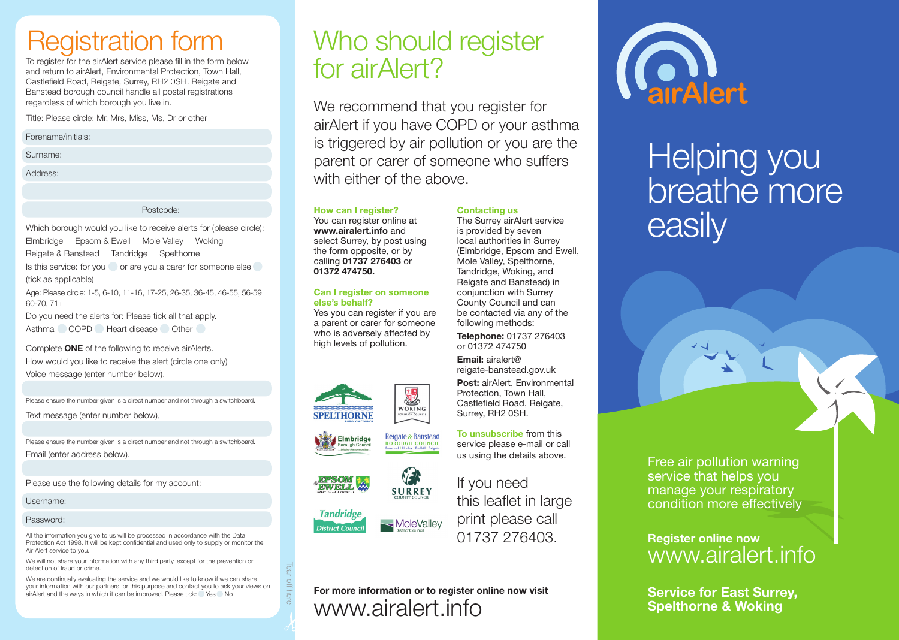# Registration form

To register for the airAlert service please fill in the form below and return to airAlert, Environmental Protection, Town Hall, Castlefield Road, Reigate, Surrey, RH2 0SH. Reigate and Banstead borough council handle all postal registrations regardless of which borough you live in.

Title: Please circle: Mr, Mrs, Miss, Ms, Dr or other

Forename/initials:

Surname:

Address:

Postcode:

Which borough would you like to receive alerts for (please circle):
Elmbridge  Epsom & Ewell  Mole Valley  Woking
Reigate & Banstead  Tandridge  Spelthorne

Is this service: for you ◯ or are you a carer for someone else ◯ (tick as applicable)

Age: Please circle: 1-5, 6-10, 11-16, 17-25, 26-35, 36-45, 46-55, 56-59 60-70, 71+

Do you need the alerts for: Please tick all that apply.
Asthma ◯ COPD ◯ Heart disease ◯ Other ◯

Complete **ONE** of the following to receive airAlerts.

How would you like to receive the alert (circle one only)

Voice message (enter number below),

Please ensure the number given is a direct number and not through a switchboard.

Text message (enter number below),

Please ensure the number given is a direct number and not through a switchboard.

Email (enter address below).

Please use the following details for my account:

Username:

Password:

All the information you give to us will be processed in accordance with the Data Protection Act 1998. It will be kept confidential and used only to supply or monitor the Air Alert service to you.

We will not share your information with any third party, except for the prevention or detection of fraud or crime.

We are continually evaluating the service and we would like to know if we can share your information with our partners for this purpose and contact you to ask your views on airAlert and the ways in which it can be improved. Please tick: ◯ Yes ◯ No

Tear off here

# Who should register for airAlert?

We recommend that you register for airAlert if you have COPD or your asthma is triggered by air pollution or you are the parent or carer of someone who suffers with either of the above.

### How can I register?

You can register online at **www.airalert.info** and select Surrey, by post using the form opposite, or by calling **01737 276403** or **01372 474750.**

### Can I register on someone else's behalf?

Yes you can register if you are a parent or carer for someone who is adversely affected by high levels of pollution.

SPELTHORNE Borough Council · WOKING Borough Council · Elmbridge Borough Council · Reigate & Banstead Borough Council · Epsom & Ewell Borough Council · Surrey County Council · Tandridge District Council · Mole Valley District Council

### Contacting us

The Surrey airAlert service is provided by seven local authorities in Surrey (Elmbridge, Epsom and Ewell, Mole Valley, Spelthorne, Tandridge, Woking, and Reigate and Banstead) in conjunction with Surrey County Council and can be contacted via any of the following methods:

**Telephone:** 01737 276403 or 01372 474750

**Email:** airalert@reigate-banstead.gov.uk

**Post:** airAlert, Environmental Protection, Town Hall, Castlefield Road, Reigate, Surrey, RH2 0SH.

**To unsubscribe** from this service please e-mail or call us using the details above.

If you need this leaflet in large print please call 01737 276403.

**For more information or to register online now visit**
www.airalert.info

# airAlert

## Helping you breathe more easily

Free air pollution warning service that helps you manage your respiratory condition more effectively

**Register online now**
www.airalert.info

**Service for East Surrey, Spelthorne & Woking**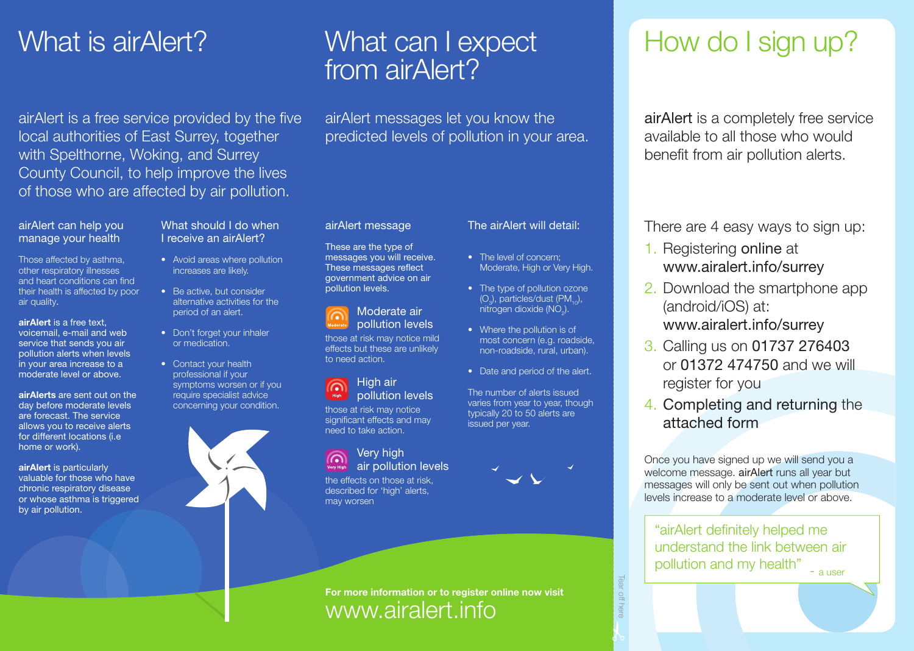# What is airAlert?

airAlert is a free service provided by the five local authorities of East Surrey, together with Spelthorne, Woking, and Surrey County Council, to help improve the lives of those who are affected by air pollution.

## airAlert can help you manage your health

Those affected by asthma, other respiratory illnesses and heart conditions can find their health is affected by poor air quality.

**airAlert** is a free text, voicemail, e-mail and web service that sends you air pollution alerts when levels in your area increase to a moderate level or above.

**airAlerts** are sent out on the day before moderate levels are forecast. The service allows you to receive alerts for different locations (i.e home or work).

**airAlert** is particularly valuable for those who have chronic respiratory disease or whose asthma is triggered by air pollution.

## What should I do when I receive an airAlert?

- Avoid areas where pollution increases are likely.
- Be active, but consider alternative activities for the period of an alert.
- Don't forget your inhaler or medication.
- Contact your health professional if your symptoms worsen or if you require specialist advice concerning your condition.

# What can I expect from airAlert?

airAlert messages let you know the predicted levels of pollution in your area.

## airAlert message

These are the type of messages you will receive. These messages reflect government advice on air pollution levels.

### Moderate air pollution levels

those at risk may notice mild effects but these are unlikely to need action.

### High air pollution levels

those at risk may notice significant effects and may need to take action.

### Very high air pollution levels

the effects on those at risk, described for 'high' alerts, may worsen

## The airAlert will detail:

- The level of concern; Moderate, High or Very High.
- The type of pollution ozone ($O_3$), particles/dust ($PM_{10}$), nitrogen dioxide ($NO_2$).
- Where the pollution is of most concern (e.g. roadside, non-roadside, rural, urban).
- Date and period of the alert.

The number of alerts issued varies from year to year, though typically 20 to 50 alerts are issued per year.

**For more information or to register online now visit**

www.airalert.info

# How do I sign up?

airAlert is a completely free service available to all those who would benefit from air pollution alerts.

There are 4 easy ways to sign up:

1. Registering online at www.airalert.info/surrey
2. Download the smartphone app (android/iOS) at: www.airalert.info/surrey
3. Calling us on 01737 276403 or 01372 474750 and we will register for you
4. Completing and returning the attached form

Once you have signed up we will send you a welcome message. airAlert runs all year but messages will only be sent out when pollution levels increase to a moderate level or above.

"airAlert definitely helped me understand the link between air pollution and my health" - a user

Tear off here